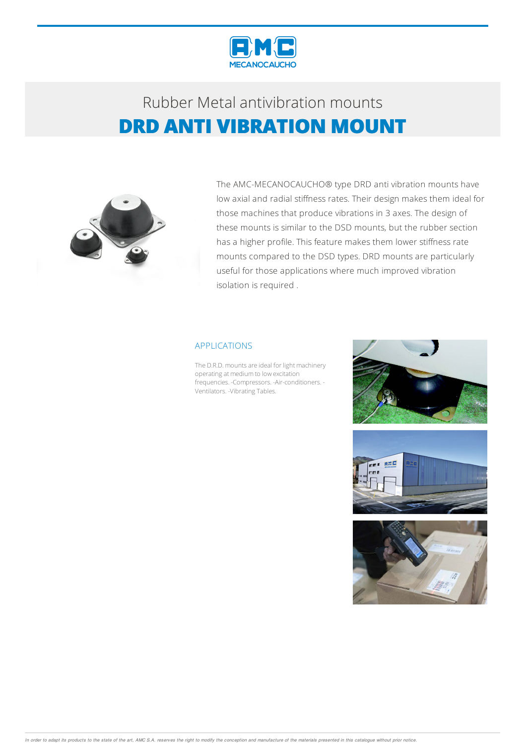# Rubber Metal antivibration mounts

## DRD ANTI VIBRATION MOUNT

The AMC-MECANOCAUCHO® type DRD anti vibration mounts have low axial and radial stiffness rates. Their design makes them ideal for those machines that produce vibrations in 3 axes. The design of these mounts is similar to the DSD mounts, but the rubber section has a higher profile. This feature makes them lower stiffness rate mounts compared to the DSD types. DRD mounts are particularly useful for those applications where much improved vibration isolation is required .

### APPLICATIONS

The D.R.D. mounts are ideal for light machinery operating at medium to low excitation frequencies. -Compressors. -Air-conditioners. -Ventilators. -Vibrating Tables.

*In order to adapt its products to the state of the art, AMC S.A. reserves the right to modify the conception and manufacture of the materials presented in this catalogue without prior notice.*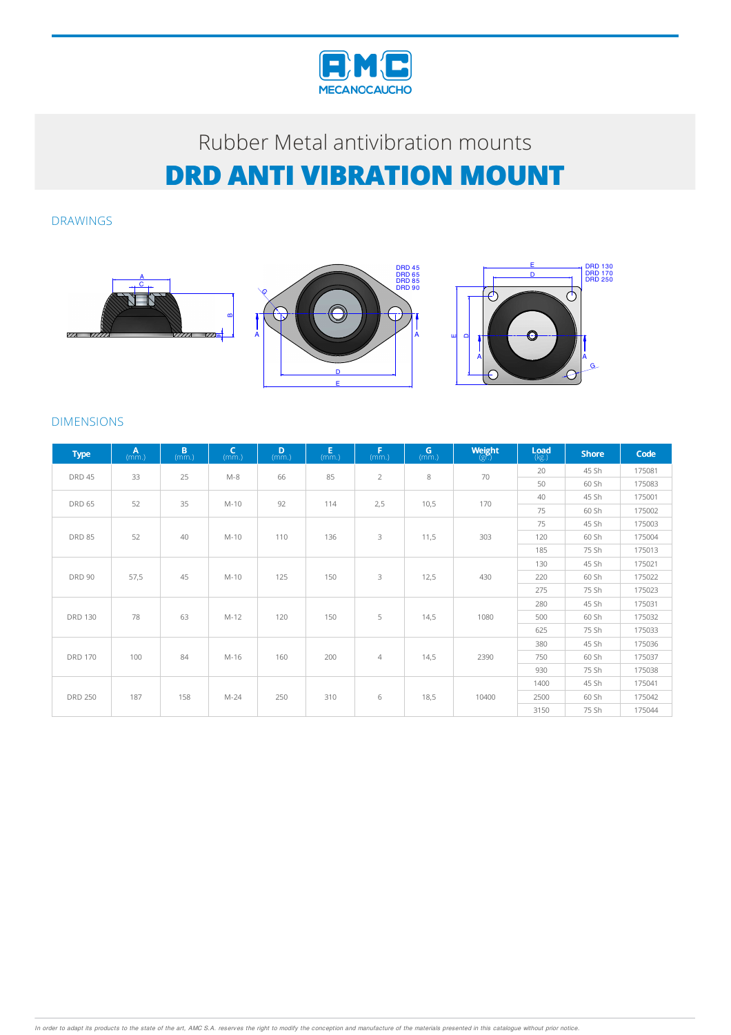Rubber Metal antivibration mounts

# DRD ANTI VIBRATION MOUNT

## DRAWINGS

## DIMENSIONS

| Type | A (mm.) | B (mm.) | C (mm.) | D (mm.) | E (mm.) | F (mm.) | G (mm.) | Weight (gr.) | Load (kg.) | Shore | Code |
|---|---|---|---|---|---|---|---|---|---|---|---|
| DRD 45 | 33 | 25 | M-8 | 66 | 85 | 2 | 8 | 70 | 20 | 45 Sh | 175081 |
| | | | | | | | | | 50 | 60 Sh | 175083 |
| DRD 65 | 52 | 35 | M-10 | 92 | 114 | 2,5 | 10,5 | 170 | 40 | 45 Sh | 175001 |
| | | | | | | | | | 75 | 60 Sh | 175002 |
| DRD 85 | 52 | 40 | M-10 | 110 | 136 | 3 | 11,5 | 303 | 75 | 45 Sh | 175003 |
| | | | | | | | | | 120 | 60 Sh | 175004 |
| | | | | | | | | | 185 | 75 Sh | 175013 |
| DRD 90 | 57,5 | 45 | M-10 | 125 | 150 | 3 | 12,5 | 430 | 130 | 45 Sh | 175021 |
| | | | | | | | | | 220 | 60 Sh | 175022 |
| | | | | | | | | | 275 | 75 Sh | 175023 |
| DRD 130 | 78 | 63 | M-12 | 120 | 150 | 5 | 14,5 | 1080 | 280 | 45 Sh | 175031 |
| | | | | | | | | | 500 | 60 Sh | 175032 |
| | | | | | | | | | 625 | 75 Sh | 175033 |
| DRD 170 | 100 | 84 | M-16 | 160 | 200 | 4 | 14,5 | 2390 | 380 | 45 Sh | 175036 |
| | | | | | | | | | 750 | 60 Sh | 175037 |
| | | | | | | | | | 930 | 75 Sh | 175038 |
| DRD 250 | 187 | 158 | M-24 | 250 | 310 | 6 | 18,5 | 10400 | 1400 | 45 Sh | 175041 |
| | | | | | | | | | 2500 | 60 Sh | 175042 |
| | | | | | | | | | 3150 | 75 Sh | 175044 |

*In order to adapt its products to the state of the art, AMC S.A. reserves the right to modify the conception and manufacture of the materials presented in this catalogue without prior notice.*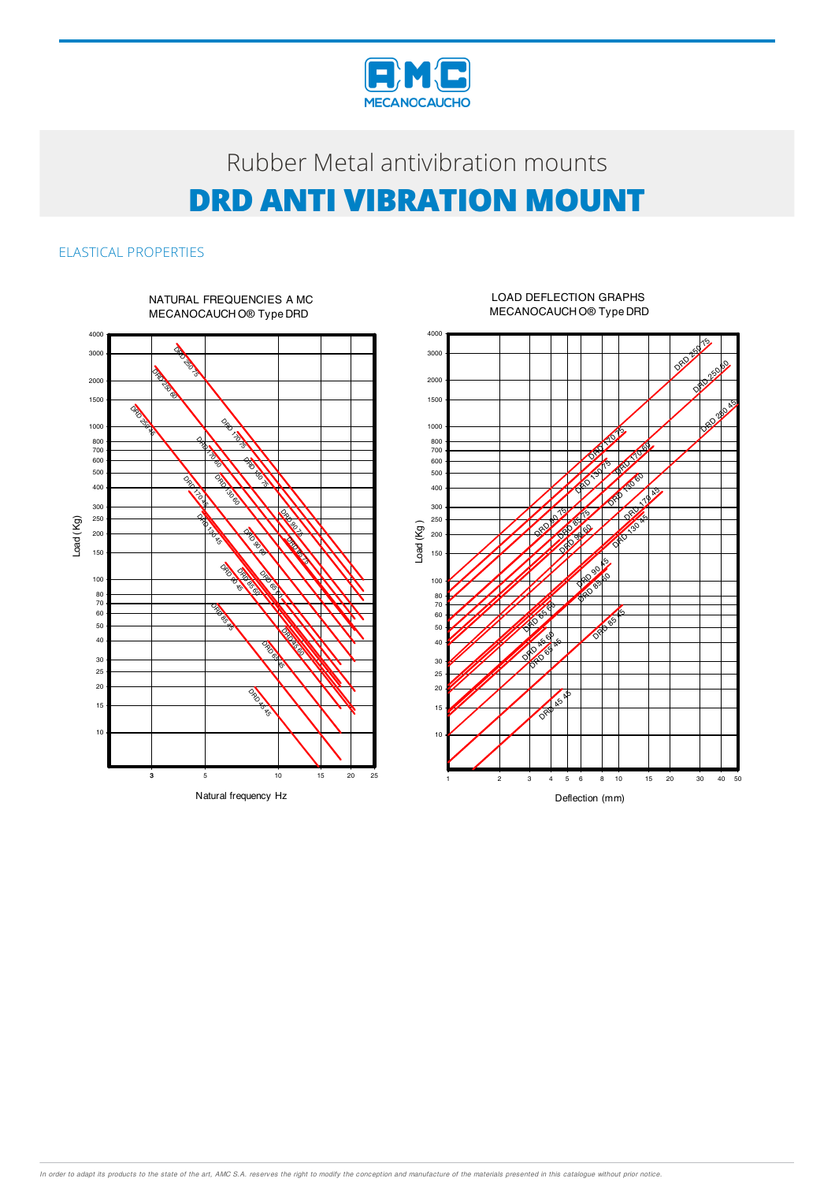# Rubber Metal antivibration mounts

# DRD ANTI VIBRATION MOUNT

## ELASTICAL PROPERTIES

NATURAL FREQUENCIES A MC MECANOCAUCHO® Type DRD

LOAD DEFLECTION GRAPHS MECANOCAUCHO® Type DRD

*In order to adapt its products to the state of the art, AMC S.A. reserves the right to modify the conception and manufacture of the materials presented in this catalogue without prior notice.*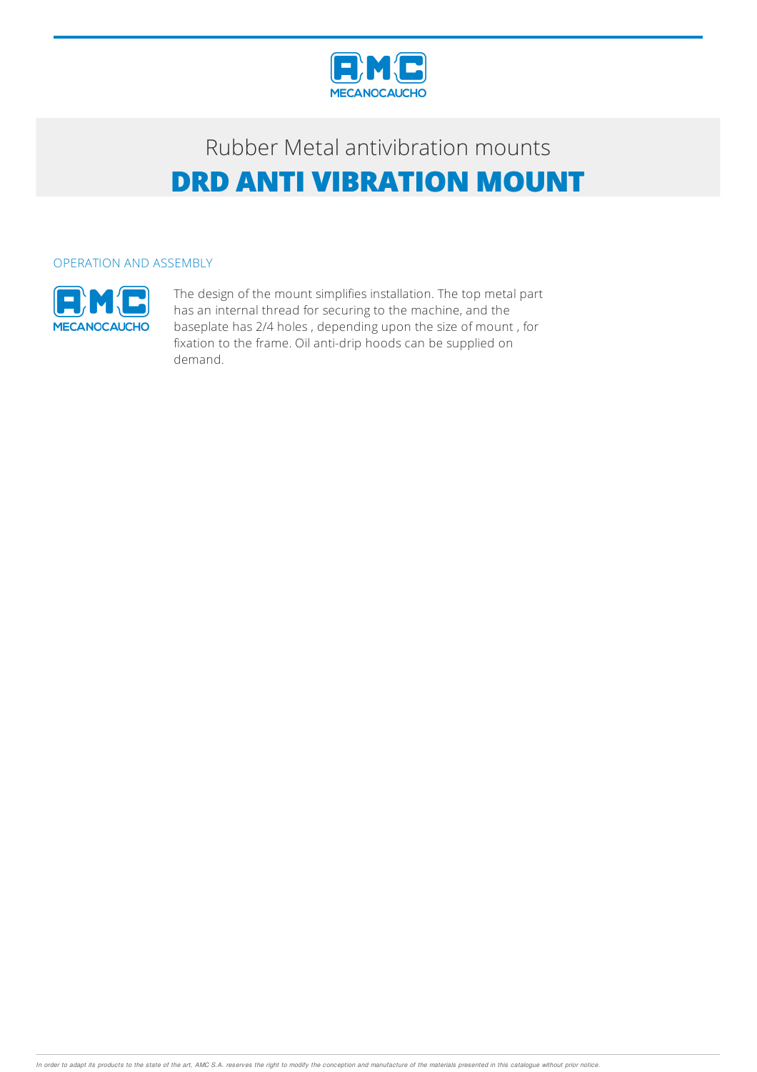Rubber Metal antivibration mounts

# DRD ANTI VIBRATION MOUNT

## OPERATION AND ASSEMBLY

The design of the mount simplifies installation. The top metal part has an internal thread for securing to the machine, and the baseplate has 2/4 holes , depending upon the size of mount , for fixation to the frame. Oil anti-drip hoods can be supplied on demand.

*In order to adapt its products to the state of the art, AMC S.A. reserves the right to modify the conception and manufacture of the materials presented in this catalogue without prior notice.*